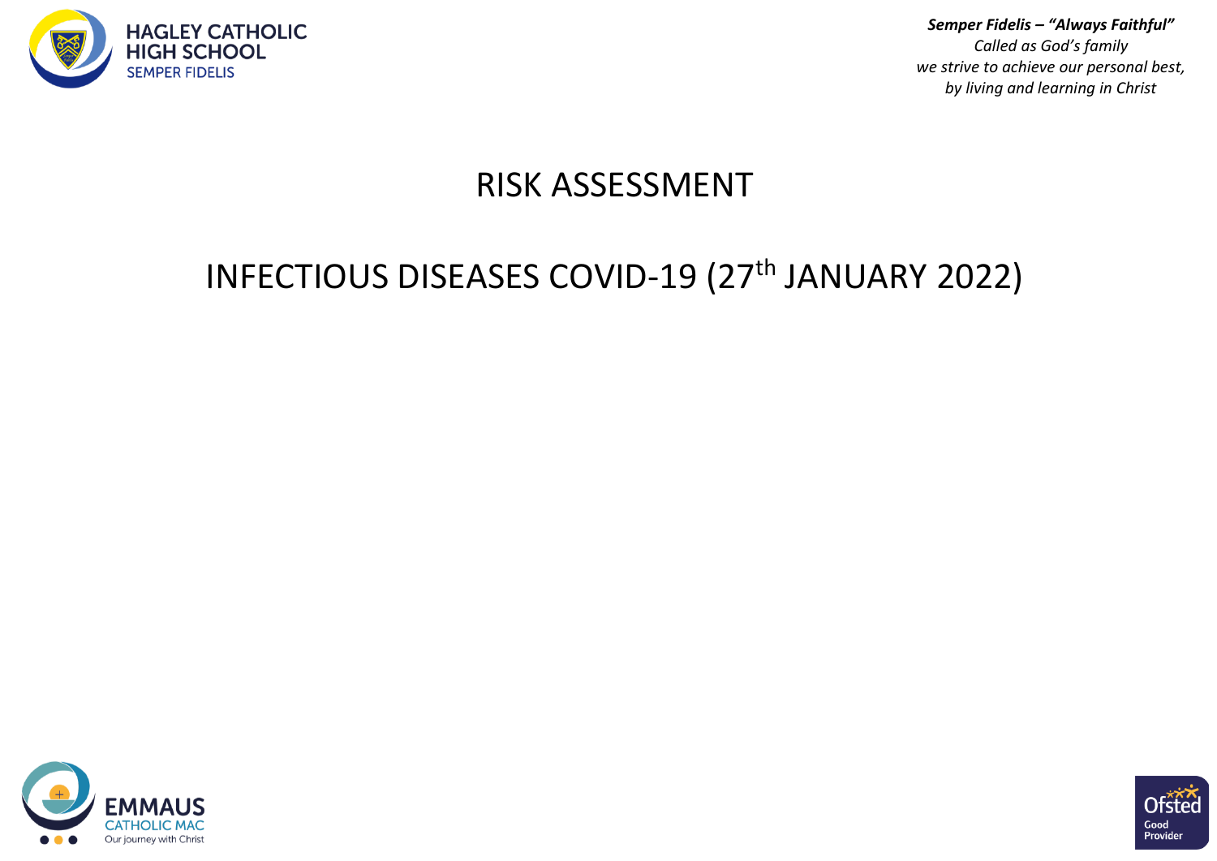HAGLEY CATHOLIC HIGH SCHOOL
SEMPER FIDELIS

***Semper Fidelis – "Always Faithful"***
*Called as God's family*
*we strive to achieve our personal best,*
*by living and learning in Christ*

# RISK ASSESSMENT

# INFECTIOUS DISEASES COVID-19 (27th JANUARY 2022)

EMMAUS CATHOLIC MAC
Our journey with Christ

Ofsted Good Provider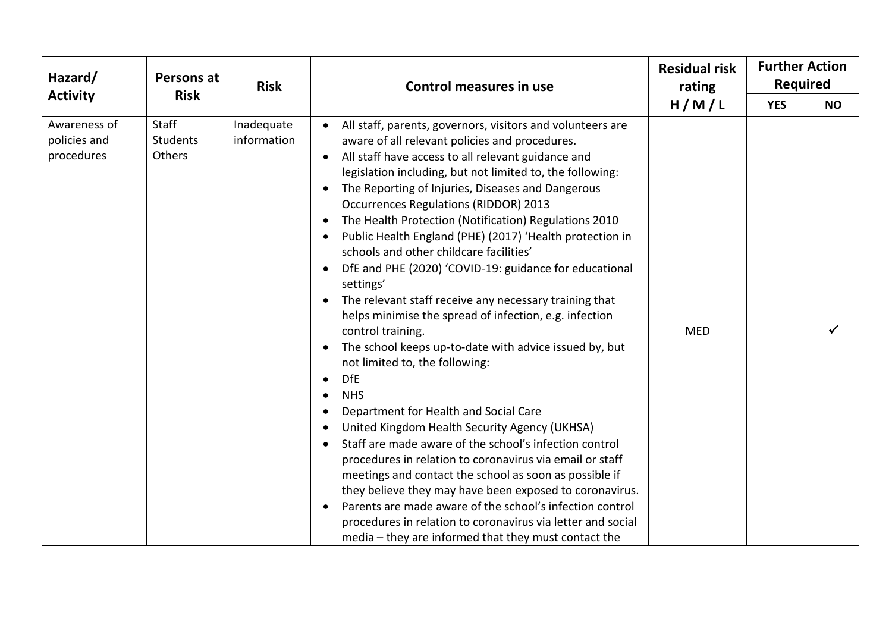| Hazard/ Activity | Persons at Risk | Risk | Control measures in use | Residual risk rating H / M / L | Further Action Required | |
|---|---|---|---|---|---|---|
| | | | | | YES | NO |
| Awareness of policies and procedures | Staff<br>Students<br>Others | Inadequate information | • All staff, parents, governors, visitors and volunteers are aware of all relevant policies and procedures.<br>• All staff have access to all relevant guidance and legislation including, but not limited to, the following:<br>• The Reporting of Injuries, Diseases and Dangerous Occurrences Regulations (RIDDOR) 2013<br>• The Health Protection (Notification) Regulations 2010<br>• Public Health England (PHE) (2017) 'Health protection in schools and other childcare facilities'<br>• DfE and PHE (2020) 'COVID-19: guidance for educational settings'<br>• The relevant staff receive any necessary training that helps minimise the spread of infection, e.g. infection control training.<br>• The school keeps up-to-date with advice issued by, but not limited to, the following:<br>• DfE<br>• NHS<br>• Department for Health and Social Care<br>• United Kingdom Health Security Agency (UKHSA)<br>• Staff are made aware of the school's infection control procedures in relation to coronavirus via email or staff meetings and contact the school as soon as possible if they believe they may have been exposed to coronavirus.<br>• Parents are made aware of the school's infection control procedures in relation to coronavirus via letter and social media – they are informed that they must contact the | MED | | ✓ |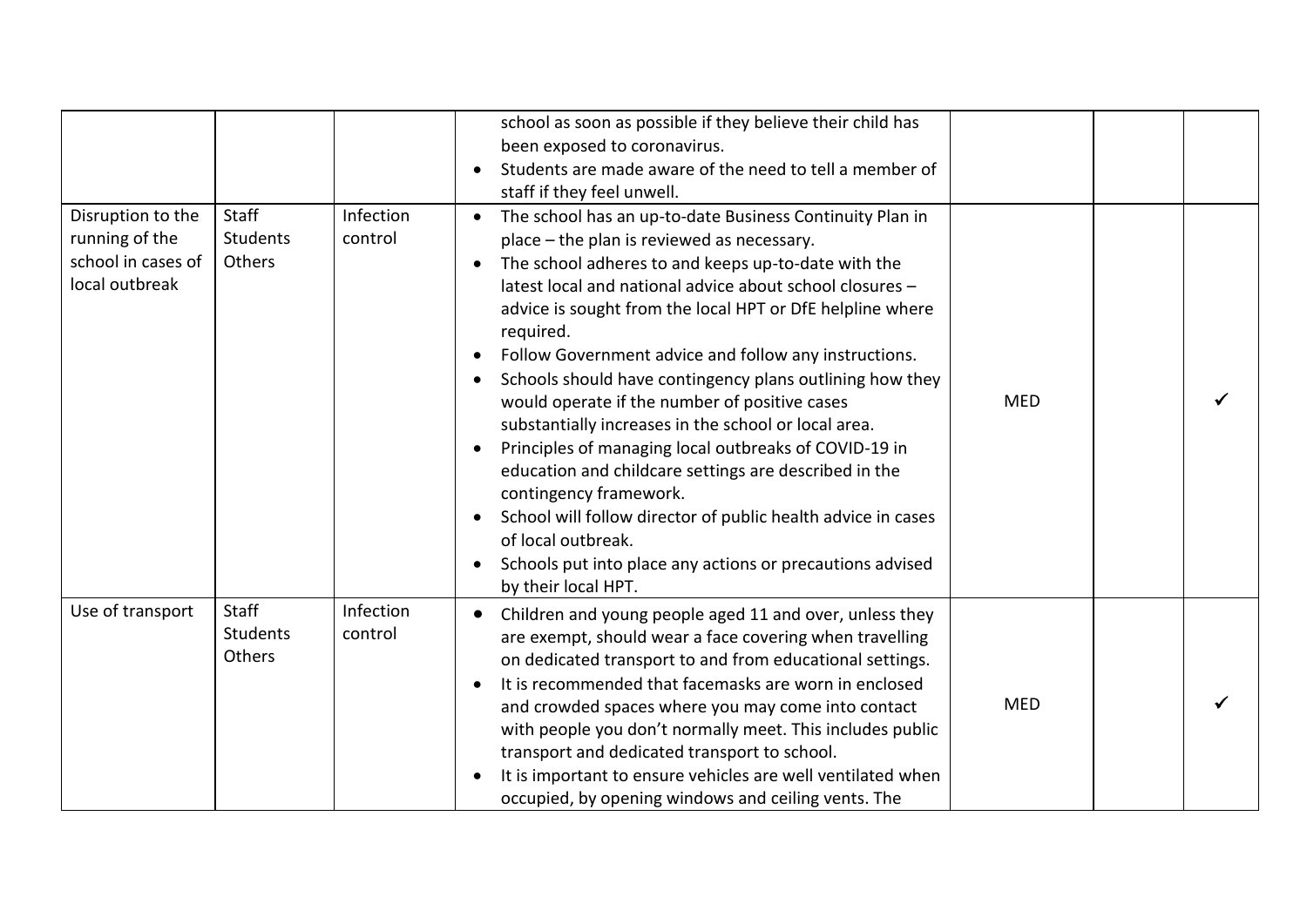| | | | | | | |
|---|---|---|---|---|---|---|
| | | | school as soon as possible if they believe their child has been exposed to coronavirus.<br>• Students are made aware of the need to tell a member of staff if they feel unwell. | | | |
| Disruption to the running of the school in cases of local outbreak | Staff<br>Students<br>Others | Infection control | • The school has an up-to-date Business Continuity Plan in place – the plan is reviewed as necessary.<br>• The school adheres to and keeps up-to-date with the latest local and national advice about school closures – advice is sought from the local HPT or DfE helpline where required.<br>• Follow Government advice and follow any instructions.<br>• Schools should have contingency plans outlining how they would operate if the number of positive cases substantially increases in the school or local area.<br>• Principles of managing local outbreaks of COVID-19 in education and childcare settings are described in the contingency framework.<br>• School will follow director of public health advice in cases of local outbreak.<br>• Schools put into place any actions or precautions advised by their local HPT. | MED | | ✓ |
| Use of transport | Staff<br>Students<br>Others | Infection control | • Children and young people aged 11 and over, unless they are exempt, should wear a face covering when travelling on dedicated transport to and from educational settings.<br>• It is recommended that facemasks are worn in enclosed and crowded spaces where you may come into contact with people you don't normally meet. This includes public transport and dedicated transport to school.<br>• It is important to ensure vehicles are well ventilated when occupied, by opening windows and ceiling vents. The | MED | | ✓ |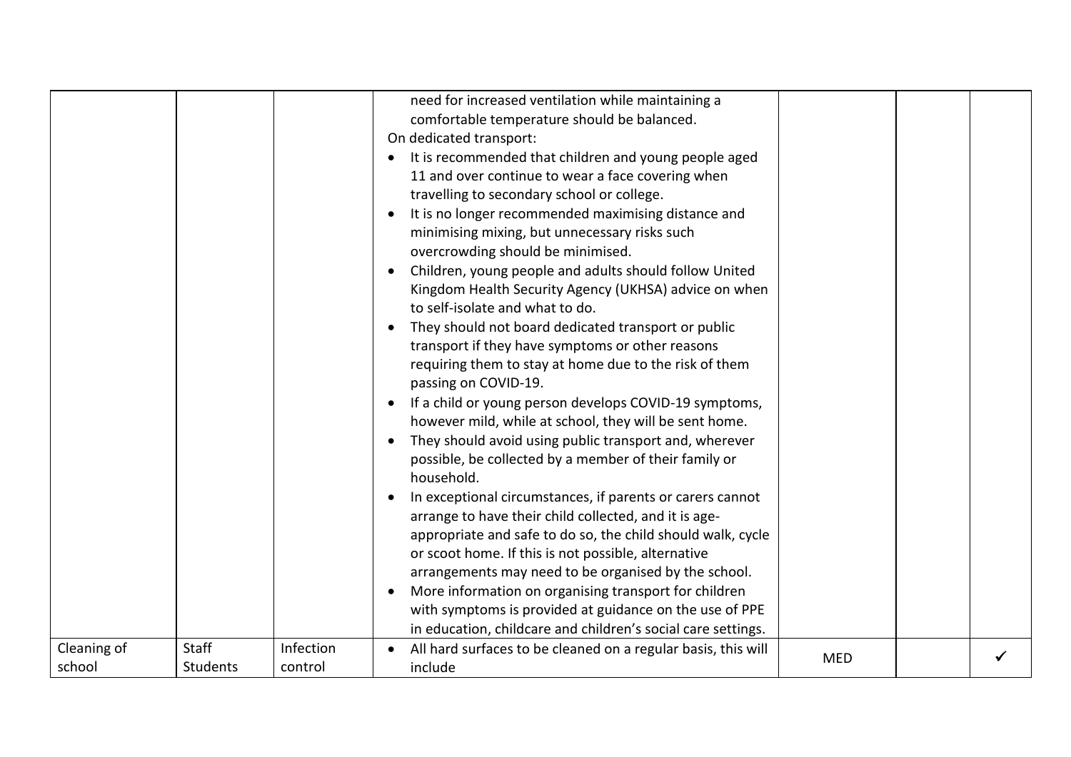| | | | | | | |
|---|---|---|---|---|---|---|
| | | | need for increased ventilation while maintaining a comfortable temperature should be balanced.<br>On dedicated transport:<br>• It is recommended that children and young people aged 11 and over continue to wear a face covering when travelling to secondary school or college.<br>• It is no longer recommended maximising distance and minimising mixing, but unnecessary risks such overcrowding should be minimised.<br>• Children, young people and adults should follow United Kingdom Health Security Agency (UKHSA) advice on when to self-isolate and what to do.<br>• They should not board dedicated transport or public transport if they have symptoms or other reasons requiring them to stay at home due to the risk of them passing on COVID-19.<br>• If a child or young person develops COVID-19 symptoms, however mild, while at school, they will be sent home.<br>• They should avoid using public transport and, wherever possible, be collected by a member of their family or household.<br>• In exceptional circumstances, if parents or carers cannot arrange to have their child collected, and it is age-appropriate and safe to do so, the child should walk, cycle or scoot home. If this is not possible, alternative arrangements may need to be organised by the school.<br>• More information on organising transport for children with symptoms is provided at guidance on the use of PPE in education, childcare and children's social care settings. | | | |
| Cleaning of school | Staff<br>Students | Infection control | • All hard surfaces to be cleaned on a regular basis, this will include | MED | | ✓ |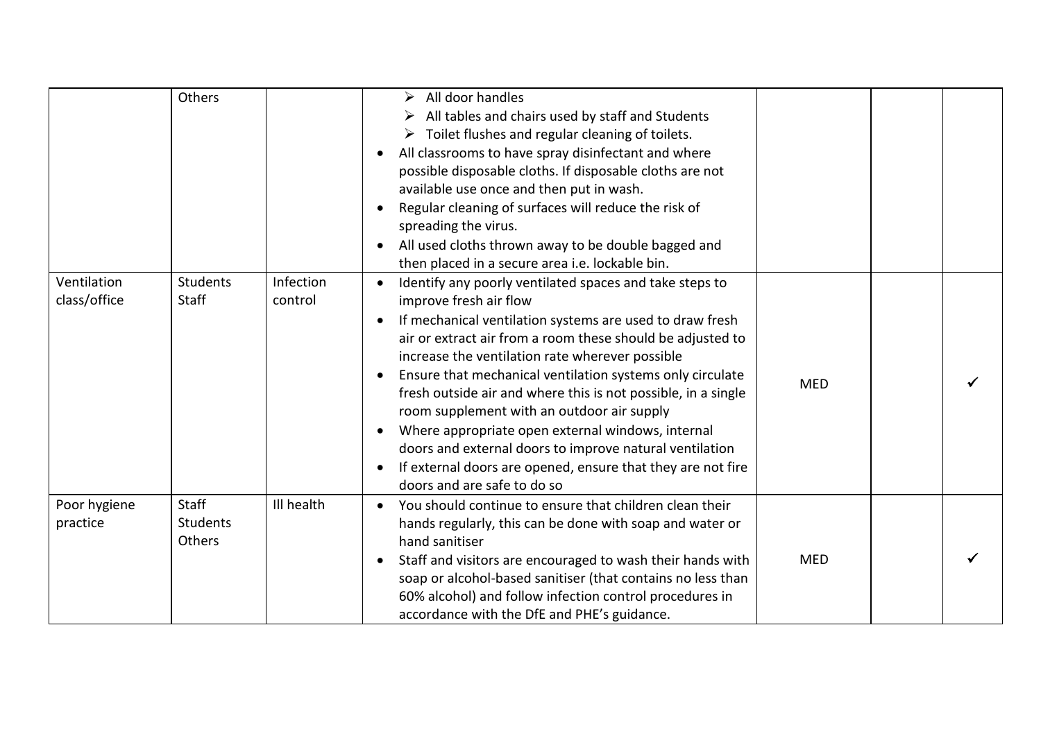|  |  |  |  |  |  |  |
|---|---|---|---|---|---|---|
|  | Others |  | ➢ All door handles<br>➢ All tables and chairs used by staff and Students<br>➢ Toilet flushes and regular cleaning of toilets.<br>• All classrooms to have spray disinfectant and where possible disposable cloths. If disposable cloths are not available use once and then put in wash.<br>• Regular cleaning of surfaces will reduce the risk of spreading the virus.<br>• All used cloths thrown away to be double bagged and then placed in a secure area i.e. lockable bin. |  |  |  |
| Ventilation class/office | Students<br>Staff | Infection control | • Identify any poorly ventilated spaces and take steps to improve fresh air flow<br>• If mechanical ventilation systems are used to draw fresh air or extract air from a room these should be adjusted to increase the ventilation rate wherever possible<br>• Ensure that mechanical ventilation systems only circulate fresh outside air and where this is not possible, in a single room supplement with an outdoor air supply<br>• Where appropriate open external windows, internal doors and external doors to improve natural ventilation<br>• If external doors are opened, ensure that they are not fire doors and are safe to do so | MED |  | ✓ |
| Poor hygiene practice | Staff<br>Students<br>Others | Ill health | • You should continue to ensure that children clean their hands regularly, this can be done with soap and water or hand sanitiser<br>• Staff and visitors are encouraged to wash their hands with soap or alcohol-based sanitiser (that contains no less than 60% alcohol) and follow infection control procedures in accordance with the DfE and PHE's guidance. | MED |  | ✓ |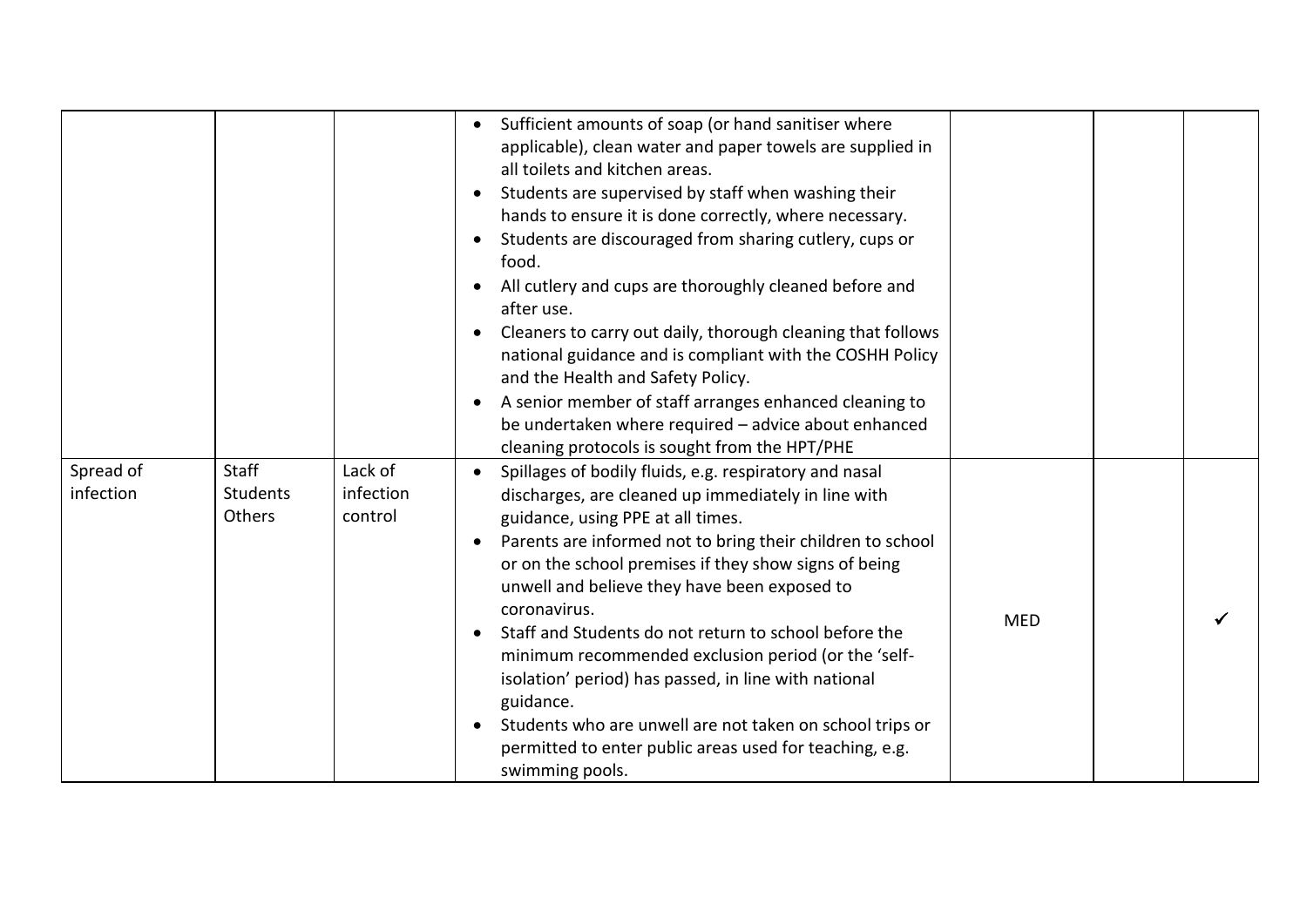| | | | | | | |
|---|---|---|---|---|---|---|
| | | | • Sufficient amounts of soap (or hand sanitiser where applicable), clean water and paper towels are supplied in all toilets and kitchen areas.<br>• Students are supervised by staff when washing their hands to ensure it is done correctly, where necessary.<br>• Students are discouraged from sharing cutlery, cups or food.<br>• All cutlery and cups are thoroughly cleaned before and after use.<br>• Cleaners to carry out daily, thorough cleaning that follows national guidance and is compliant with the COSHH Policy and the Health and Safety Policy.<br>• A senior member of staff arranges enhanced cleaning to be undertaken where required – advice about enhanced cleaning protocols is sought from the HPT/PHE | | | |
| Spread of infection | Staff<br>Students<br>Others | Lack of infection control | • Spillages of bodily fluids, e.g. respiratory and nasal discharges, are cleaned up immediately in line with guidance, using PPE at all times.<br>• Parents are informed not to bring their children to school or on the school premises if they show signs of being unwell and believe they have been exposed to coronavirus.<br>• Staff and Students do not return to school before the minimum recommended exclusion period (or the 'self-isolation' period) has passed, in line with national guidance.<br>• Students who are unwell are not taken on school trips or permitted to enter public areas used for teaching, e.g. swimming pools. | MED | | ✓ |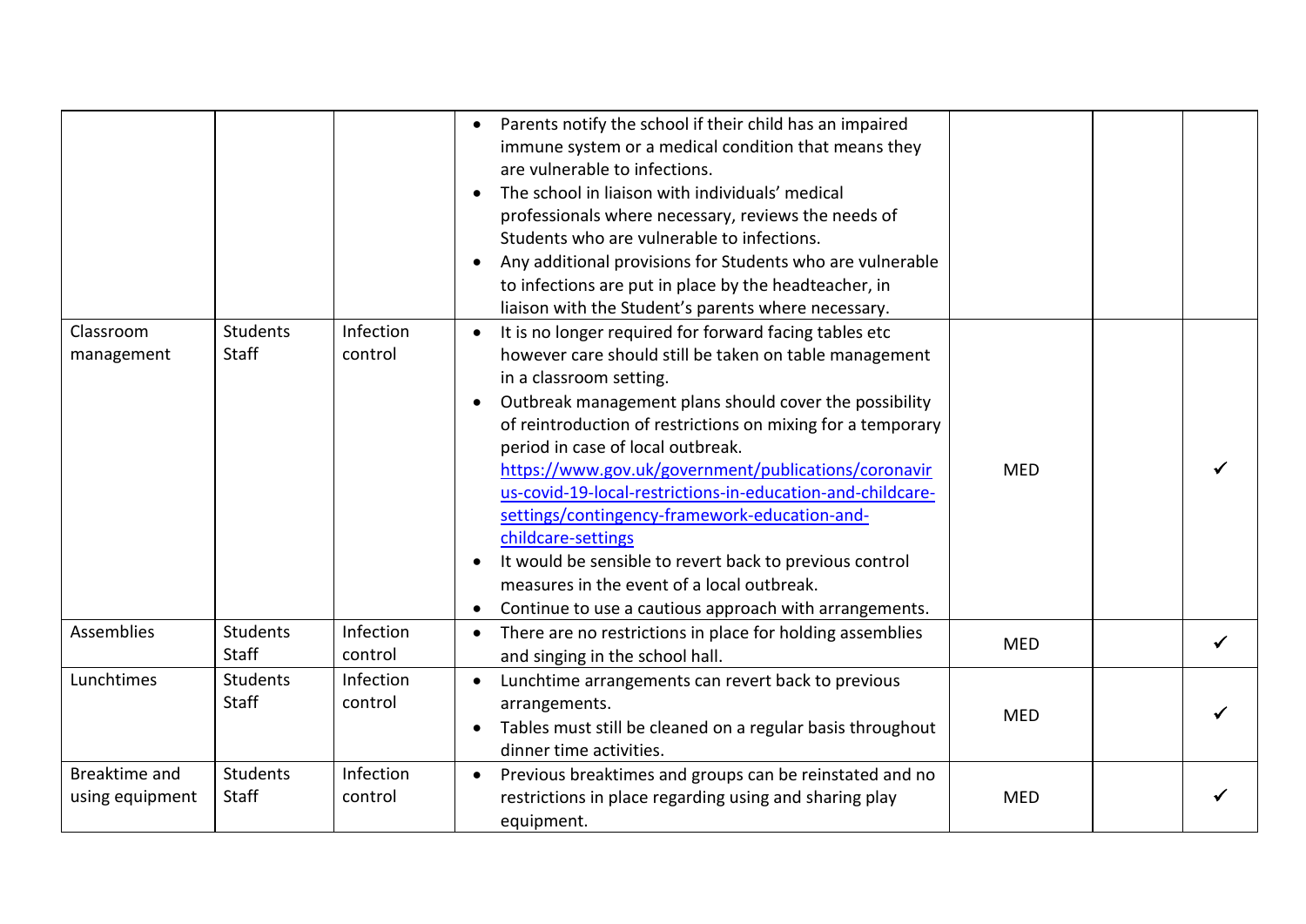| | | | | | | |
|---|---|---|---|---|---|---|
| | | | • Parents notify the school if their child has an impaired immune system or a medical condition that means they are vulnerable to infections.<br>• The school in liaison with individuals' medical professionals where necessary, reviews the needs of Students who are vulnerable to infections.<br>• Any additional provisions for Students who are vulnerable to infections are put in place by the headteacher, in liaison with the Student's parents where necessary. | | | |
| Classroom management | Students<br>Staff | Infection control | • It is no longer required for forward facing tables etc however care should still be taken on table management in a classroom setting.<br>• Outbreak management plans should cover the possibility of reintroduction of restrictions on mixing for a temporary period in case of local outbreak. [https://www.gov.uk/government/publications/coronavirus-covid-19-local-restrictions-in-education-and-childcare-settings/contingency-framework-education-and-childcare-settings](https://www.gov.uk/government/publications/coronavirus-covid-19-local-restrictions-in-education-and-childcare-settings/contingency-framework-education-and-childcare-settings)<br>• It would be sensible to revert back to previous control measures in the event of a local outbreak.<br>• Continue to use a cautious approach with arrangements. | MED | | ✓ |
| Assemblies | Students<br>Staff | Infection control | • There are no restrictions in place for holding assemblies and singing in the school hall. | MED | | ✓ |
| Lunchtimes | Students<br>Staff | Infection control | • Lunchtime arrangements can revert back to previous arrangements.<br>• Tables must still be cleaned on a regular basis throughout dinner time activities. | MED | | ✓ |
| Breaktime and using equipment | Students<br>Staff | Infection control | • Previous breaktimes and groups can be reinstated and no restrictions in place regarding using and sharing play equipment. | MED | | ✓ |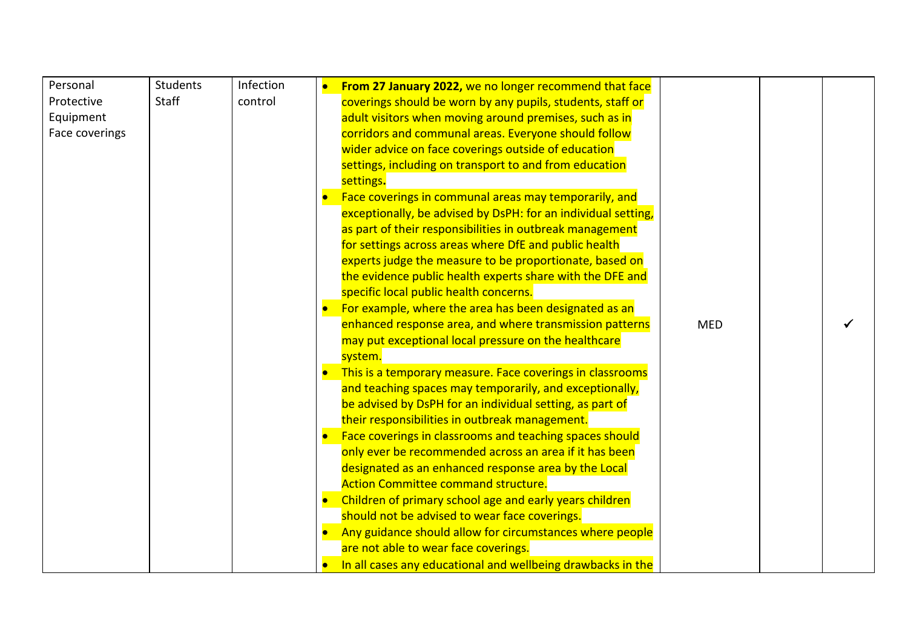| | | | | | | |
|---|---|---|---|---|---|---|
| Personal Protective Equipment Face coverings | Students Staff | Infection control | <ul><li>**From 27 January 2022,** we no longer recommend that face coverings should be worn by any pupils, students, staff or adult visitors when moving around premises, such as in corridors and communal areas. Everyone should follow wider advice on face coverings outside of education settings, including on transport to and from education settings**.**</li><li>Face coverings in communal areas may temporarily, and exceptionally, be advised by DsPH: for an individual setting, as part of their responsibilities in outbreak management for settings across areas where DfE and public health experts judge the measure to be proportionate, based on the evidence public health experts share with the DFE and specific local public health concerns.</li><li>For example, where the area has been designated as an enhanced response area, and where transmission patterns may put exceptional local pressure on the healthcare system.</li><li>This is a temporary measure. Face coverings in classrooms and teaching spaces may temporarily, and exceptionally, be advised by DsPH for an individual setting, as part of their responsibilities in outbreak management.</li><li>Face coverings in classrooms and teaching spaces should only ever be recommended across an area if it has been designated as an enhanced response area by the Local Action Committee command structure.</li><li>Children of primary school age and early years children should not be advised to wear face coverings.</li><li>Any guidance should allow for circumstances where people are not able to wear face coverings.</li><li>In all cases any educational and wellbeing drawbacks in the</li></ul> | MED | | ✓ |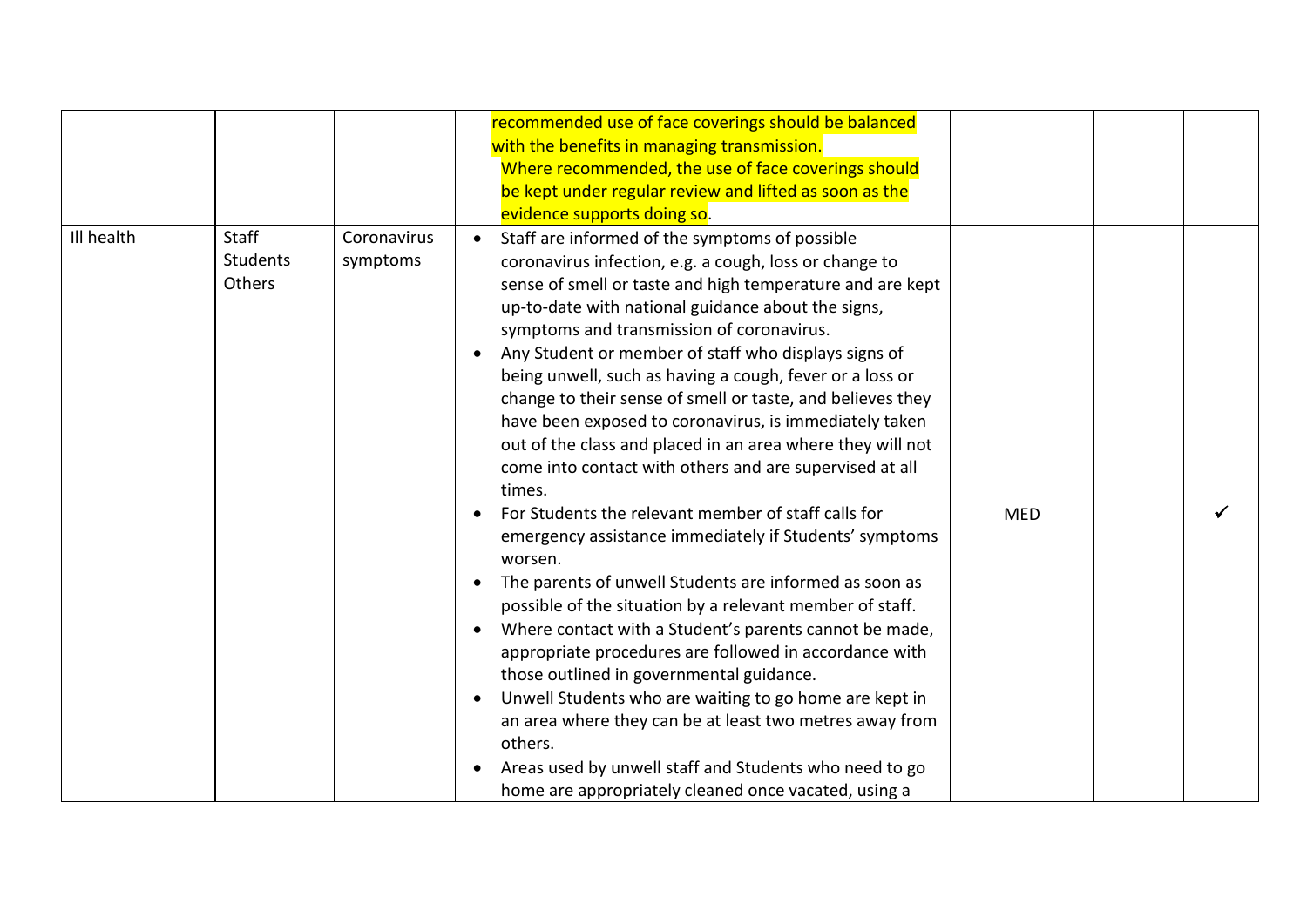| | | | | | | |
|---|---|---|---|---|---|---|
| | | | recommended use of face coverings should be balanced with the benefits in managing transmission. Where recommended, the use of face coverings should be kept under regular review and lifted as soon as the evidence supports doing so. | | | |
| Ill health | Staff<br>Students<br>Others | Coronavirus symptoms | • Staff are informed of the symptoms of possible coronavirus infection, e.g. a cough, loss or change to sense of smell or taste and high temperature and are kept up-to-date with national guidance about the signs, symptoms and transmission of coronavirus.<br>• Any Student or member of staff who displays signs of being unwell, such as having a cough, fever or a loss or change to their sense of smell or taste, and believes they have been exposed to coronavirus, is immediately taken out of the class and placed in an area where they will not come into contact with others and are supervised at all times.<br>• For Students the relevant member of staff calls for emergency assistance immediately if Students' symptoms worsen.<br>• The parents of unwell Students are informed as soon as possible of the situation by a relevant member of staff.<br>• Where contact with a Student's parents cannot be made, appropriate procedures are followed in accordance with those outlined in governmental guidance.<br>• Unwell Students who are waiting to go home are kept in an area where they can be at least two metres away from others.<br>• Areas used by unwell staff and Students who need to go home are appropriately cleaned once vacated, using a | MED | | ✓ |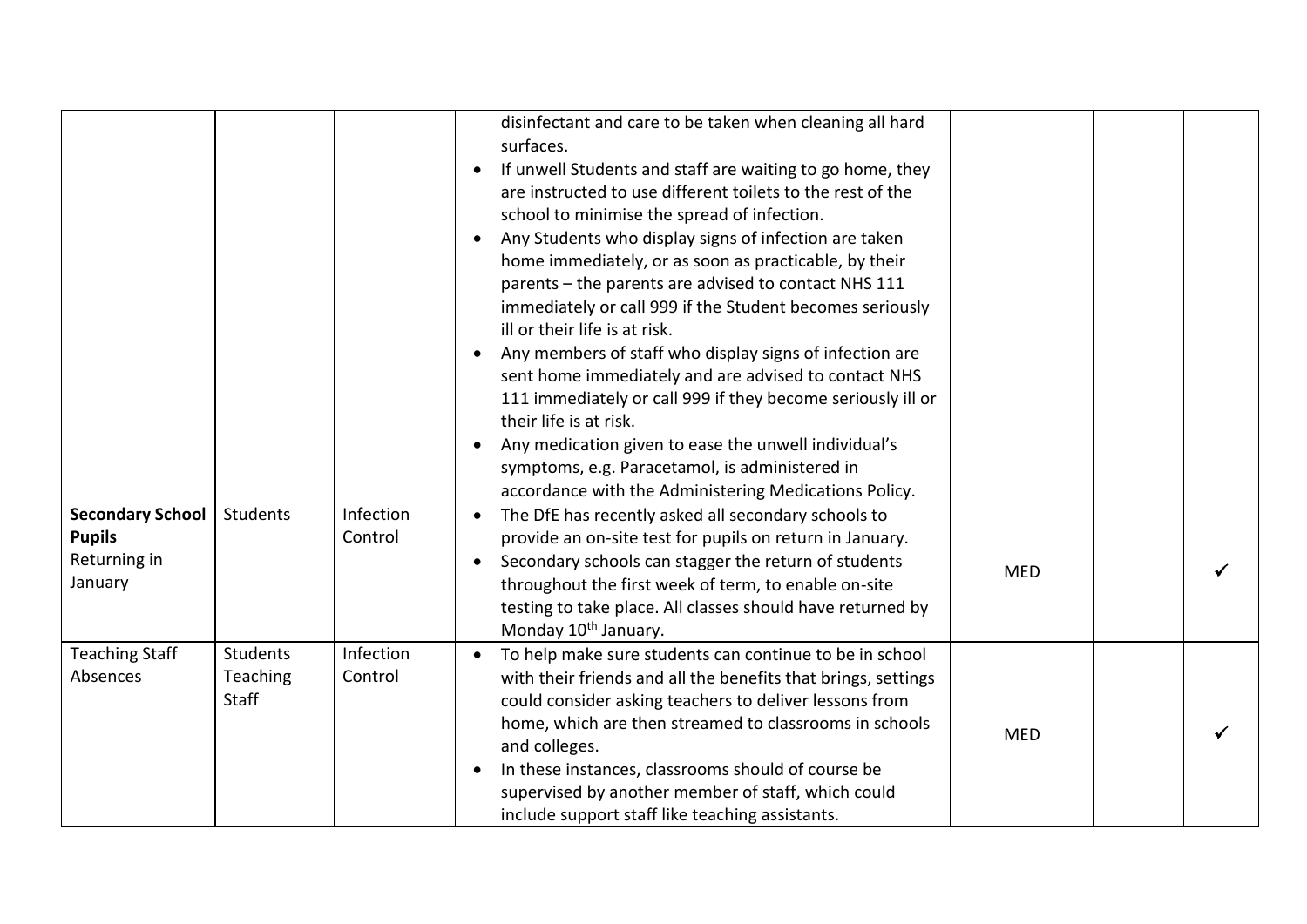| | | | | | | |
|---|---|---|---|---|---|---|
| | | | disinfectant and care to be taken when cleaning all hard surfaces.<br>• If unwell Students and staff are waiting to go home, they are instructed to use different toilets to the rest of the school to minimise the spread of infection.<br>• Any Students who display signs of infection are taken home immediately, or as soon as practicable, by their parents – the parents are advised to contact NHS 111 immediately or call 999 if the Student becomes seriously ill or their life is at risk.<br>• Any members of staff who display signs of infection are sent home immediately and are advised to contact NHS 111 immediately or call 999 if they become seriously ill or their life is at risk.<br>• Any medication given to ease the unwell individual's symptoms, e.g. Paracetamol, is administered in accordance with the Administering Medications Policy. | | | |
| **Secondary School Pupils** Returning in January | Students | Infection Control | • The DfE has recently asked all secondary schools to provide an on-site test for pupils on return in January.<br>• Secondary schools can stagger the return of students throughout the first week of term, to enable on-site testing to take place. All classes should have returned by Monday 10th January. | MED | | ✓ |
| Teaching Staff Absences | Students Teaching Staff | Infection Control | • To help make sure students can continue to be in school with their friends and all the benefits that brings, settings could consider asking teachers to deliver lessons from home, which are then streamed to classrooms in schools and colleges.<br>• In these instances, classrooms should of course be supervised by another member of staff, which could include support staff like teaching assistants. | MED | | ✓ |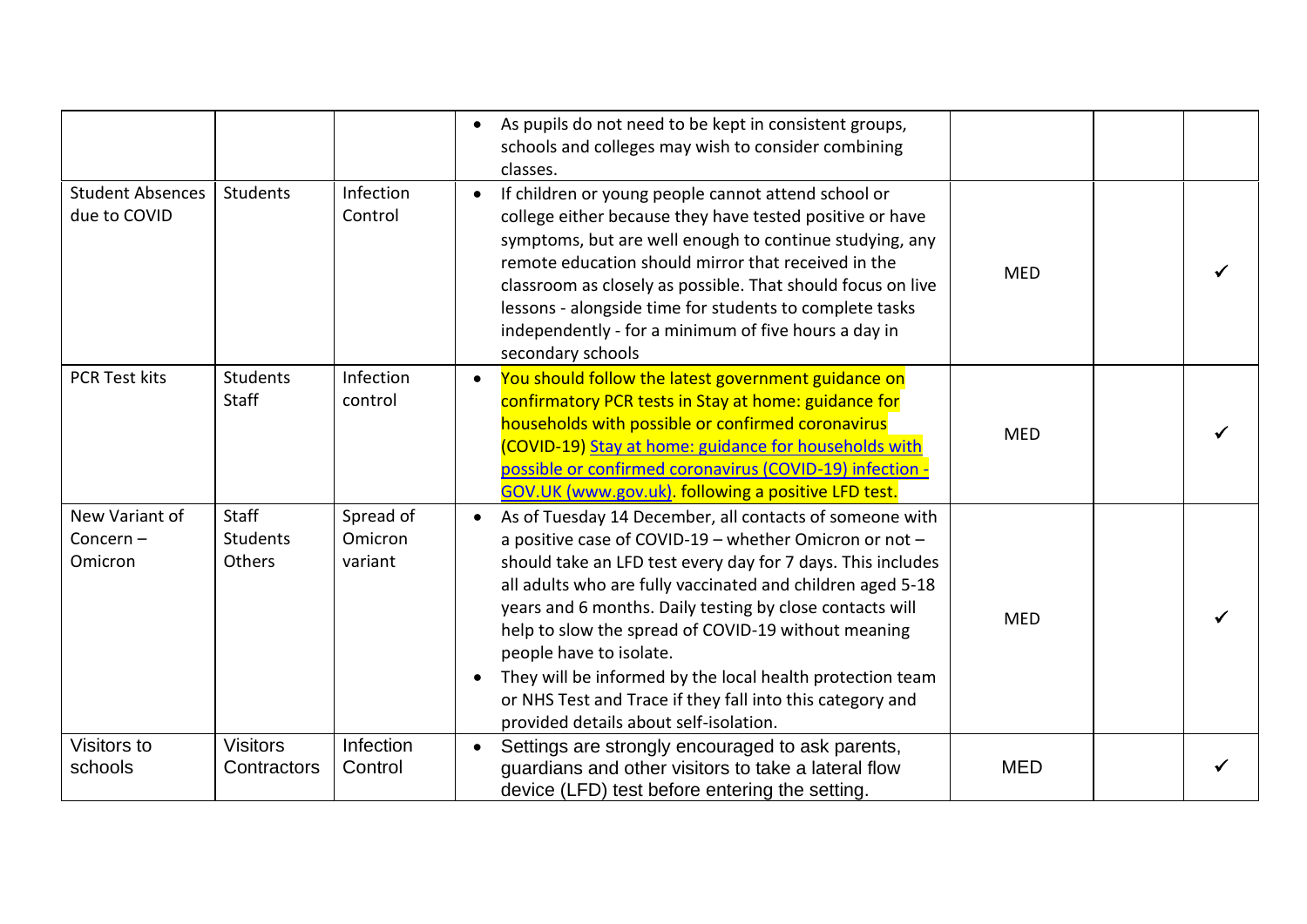| | | | | | | |
|---|---|---|---|---|---|---|
| | | | • As pupils do not need to be kept in consistent groups, schools and colleges may wish to consider combining classes. | | | |
| Student Absences due to COVID | Students | Infection Control | • If children or young people cannot attend school or college either because they have tested positive or have symptoms, but are well enough to continue studying, any remote education should mirror that received in the classroom as closely as possible. That should focus on live lessons - alongside time for students to complete tasks independently - for a minimum of five hours a day in secondary schools | MED | | ✓ |
| PCR Test kits | Students<br>Staff | Infection control | • You should follow the latest government guidance on confirmatory PCR tests in Stay at home: guidance for households with possible or confirmed coronavirus (COVID-19) [Stay at home: guidance for households with possible or confirmed coronavirus (COVID-19) infection - GOV.UK (www.gov.uk)](). following a positive LFD test. | MED | | ✓ |
| New Variant of Concern – Omicron | Staff<br>Students<br>Others | Spread of Omicron variant | • As of Tuesday 14 December, all contacts of someone with a positive case of COVID-19 – whether Omicron or not – should take an LFD test every day for 7 days. This includes all adults who are fully vaccinated and children aged 5-18 years and 6 months. Daily testing by close contacts will help to slow the spread of COVID-19 without meaning people have to isolate.<br>• They will be informed by the local health protection team or NHS Test and Trace if they fall into this category and provided details about self-isolation. | MED | | ✓ |
| Visitors to schools | Visitors<br>Contractors | Infection Control | • Settings are strongly encouraged to ask parents, guardians and other visitors to take a lateral flow device (LFD) test before entering the setting. | MED | | ✓ |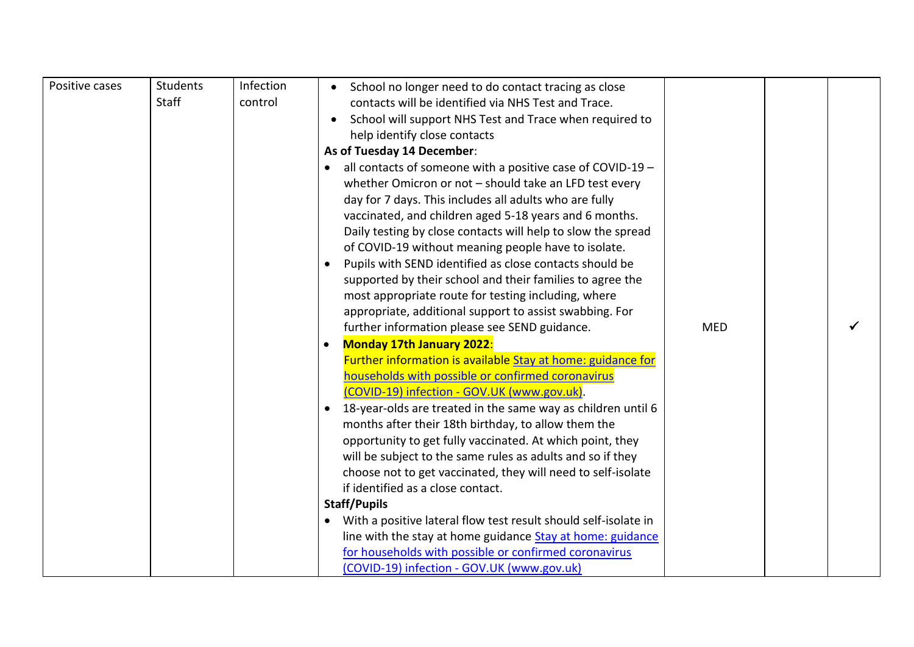| Positive cases | Students<br>Staff | Infection control | • School no longer need to do contact tracing as close contacts will be identified via NHS Test and Trace.<br>• School will support NHS Test and Trace when required to help identify close contacts<br>**As of Tuesday 14 December**:<br>• all contacts of someone with a positive case of COVID-19 – whether Omicron or not – should take an LFD test every day for 7 days. This includes all adults who are fully vaccinated, and children aged 5-18 years and 6 months. Daily testing by close contacts will help to slow the spread of COVID-19 without meaning people have to isolate.<br>• Pupils with SEND identified as close contacts should be supported by their school and their families to agree the most appropriate route for testing including, where appropriate, additional support to assist swabbing. For further information please see SEND guidance.<br>• **Monday 17th January 2022**:<br>Further information is available [Stay at home: guidance for households with possible or confirmed coronavirus (COVID-19) infection - GOV.UK (www.gov.uk)].<br>• 18-year-olds are treated in the same way as children until 6 months after their 18th birthday, to allow them the opportunity to get fully vaccinated. At which point, they will be subject to the same rules as adults and so if they choose not to get vaccinated, they will need to self-isolate if identified as a close contact.<br>**Staff/Pupils**<br>• With a positive lateral flow test result should self-isolate in line with the stay at home guidance [Stay at home: guidance for households with possible or confirmed coronavirus (COVID-19) infection - GOV.UK (www.gov.uk)] | MED | | ✓ |
|---|---|---|---|---|---|---|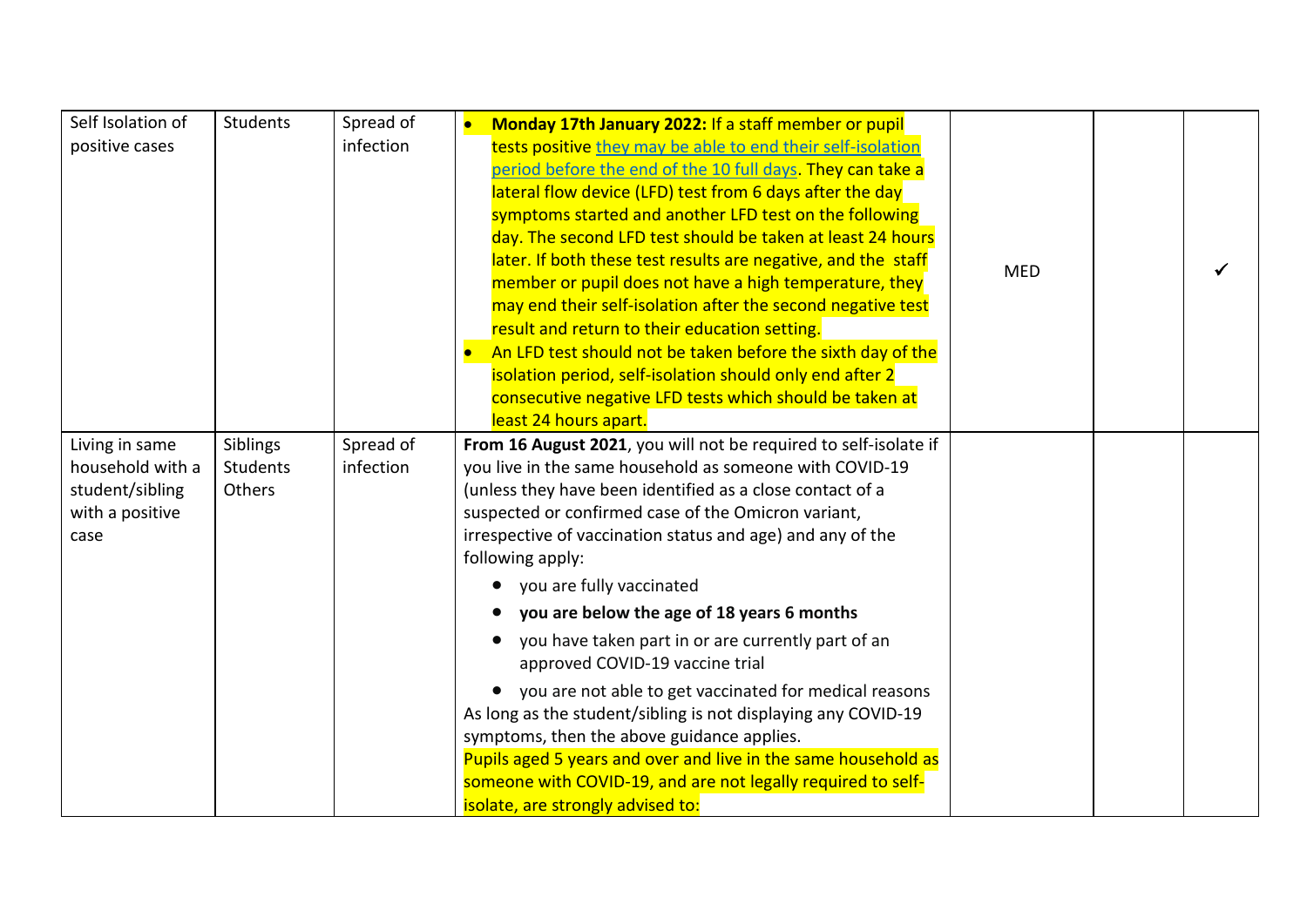| Self Isolation of positive cases | Students | Spread of infection | • **Monday 17th January 2022:** If a staff member or pupil tests positive [they may be able to end their self-isolation period before the end of the 10 full days](). They can take a lateral flow device (LFD) test from 6 days after the day symptoms started and another LFD test on the following day. The second LFD test should be taken at least 24 hours later. If both these test results are negative, and the staff member or pupil does not have a high temperature, they may end their self-isolation after the second negative test result and return to their education setting.<br>• An LFD test should not be taken before the sixth day of the isolation period, self-isolation should only end after 2 consecutive negative LFD tests which should be taken at least 24 hours apart. | MED | | ✓ |
|---|---|---|---|---|---|---|
| Living in same household with a student/sibling with a positive case | Siblings<br>Students<br>Others | Spread of infection | **From 16 August 2021**, you will not be required to self-isolate if you live in the same household as someone with COVID-19 (unless they have been identified as a close contact of a suspected or confirmed case of the Omicron variant, irrespective of vaccination status and age) and any of the following apply:<br>• you are fully vaccinated<br>• **you are below the age of 18 years 6 months**<br>• you have taken part in or are currently part of an approved COVID-19 vaccine trial<br>• you are not able to get vaccinated for medical reasons<br>As long as the student/sibling is not displaying any COVID-19 symptoms, then the above guidance applies.<br>Pupils aged 5 years and over and live in the same household as someone with COVID-19, and are not legally required to self-isolate, are strongly advised to: | | | |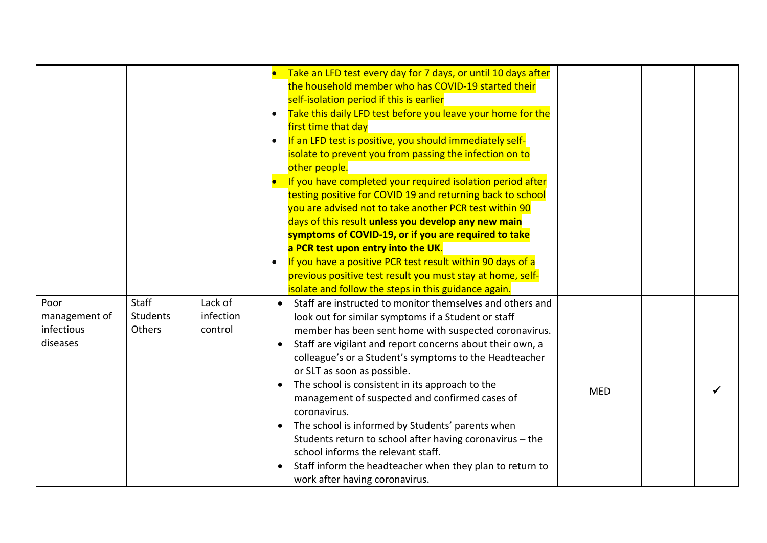| | | | | | | |
|---|---|---|---|---|---|---|
| | | | • Take an LFD test every day for 7 days, or until 10 days after the household member who has COVID-19 started their self-isolation period if this is earlier<br>• Take this daily LFD test before you leave your home for the first time that day<br>• If an LFD test is positive, you should immediately self-isolate to prevent you from passing the infection on to other people.<br>• If you have completed your required isolation period after testing positive for COVID 19 and returning back to school you are advised not to take another PCR test within 90 days of this result **unless you develop any new main symptoms of COVID-19, or if you are required to take a PCR test upon entry into the UK**.<br>• If you have a positive PCR test result within 90 days of a previous positive test result you must stay at home, self-isolate and follow the steps in this guidance again. | | | |
| Poor management of infectious diseases | Staff<br>Students<br>Others | Lack of infection control | • Staff are instructed to monitor themselves and others and look out for similar symptoms if a Student or staff member has been sent home with suspected coronavirus.<br>• Staff are vigilant and report concerns about their own, a colleague's or a Student's symptoms to the Headteacher or SLT as soon as possible.<br>• The school is consistent in its approach to the management of suspected and confirmed cases of coronavirus.<br>• The school is informed by Students' parents when Students return to school after having coronavirus – the school informs the relevant staff.<br>• Staff inform the headteacher when they plan to return to work after having coronavirus. | MED | | ✓ |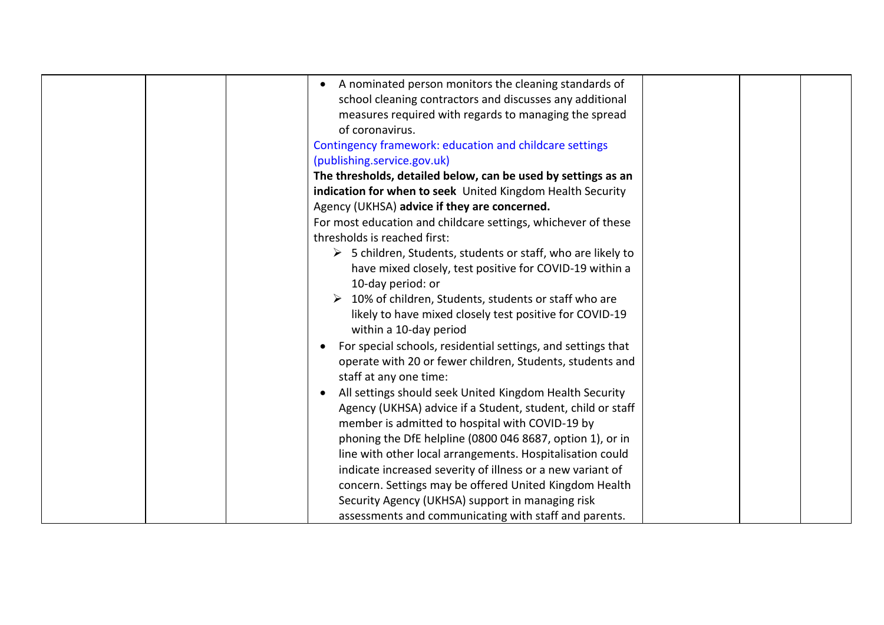|  |  |  | • A nominated person monitors the cleaning standards of school cleaning contractors and discusses any additional measures required with regards to managing the spread of coronavirus.<br>Contingency framework: education and childcare settings (publishing.service.gov.uk)<br>**The thresholds, detailed below, can be used by settings as an indication for when to seek** United Kingdom Health Security Agency (UKHSA) **advice if they are concerned.**<br>For most education and childcare settings, whichever of these thresholds is reached first:<br>➢ 5 children, Students, students or staff, who are likely to have mixed closely, test positive for COVID-19 within a 10-day period: or<br>➢ 10% of children, Students, students or staff who are likely to have mixed closely test positive for COVID-19 within a 10-day period<br>• For special schools, residential settings, and settings that operate with 20 or fewer children, Students, students and staff at any one time:<br>• All settings should seek United Kingdom Health Security Agency (UKHSA) advice if a Student, student, child or staff member is admitted to hospital with COVID-19 by phoning the DfE helpline (0800 046 8687, option 1), or in line with other local arrangements. Hospitalisation could indicate increased severity of illness or a new variant of concern. Settings may be offered United Kingdom Health Security Agency (UKHSA) support in managing risk assessments and communicating with staff and parents. |  |  |  |
|---|---|---|---|---|---|---|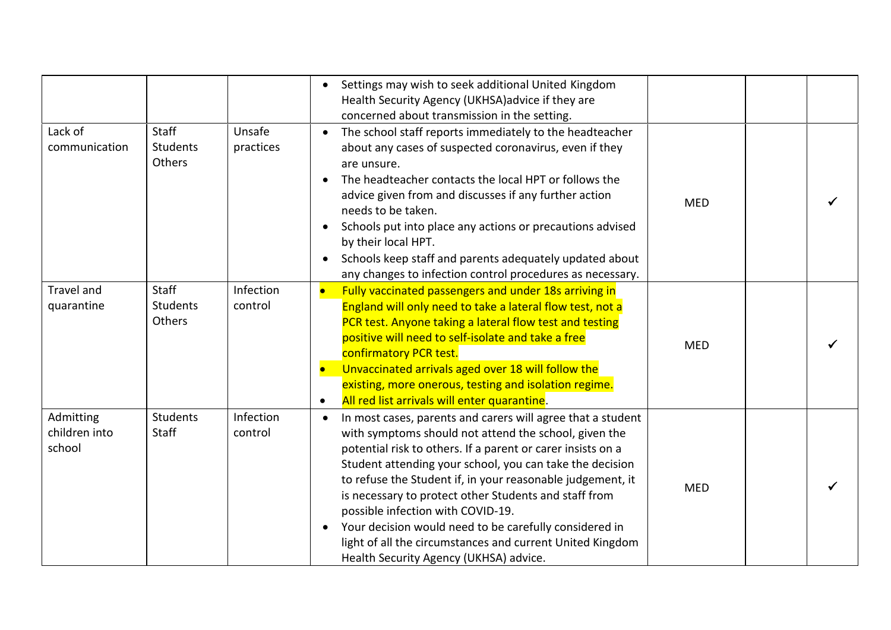| | | | | | | |
|---|---|---|---|---|---|---|
| | | | • Settings may wish to seek additional United Kingdom Health Security Agency (UKHSA)advice if they are concerned about transmission in the setting. | | | |
| Lack of communication | Staff<br>Students<br>Others | Unsafe practices | • The school staff reports immediately to the headteacher about any cases of suspected coronavirus, even if they are unsure.<br>• The headteacher contacts the local HPT or follows the advice given from and discusses if any further action needs to be taken.<br>• Schools put into place any actions or precautions advised by their local HPT.<br>• Schools keep staff and parents adequately updated about any changes to infection control procedures as necessary. | MED | | ✓ |
| Travel and quarantine | Staff<br>Students<br>Others | Infection control | • Fully vaccinated passengers and under 18s arriving in England will only need to take a lateral flow test, not a PCR test. Anyone taking a lateral flow test and testing positive will need to self-isolate and take a free confirmatory PCR test.<br>• Unvaccinated arrivals aged over 18 will follow the existing, more onerous, testing and isolation regime.<br>• All red list arrivals will enter quarantine. | MED | | ✓ |
| Admitting children into school | Students<br>Staff | Infection control | • In most cases, parents and carers will agree that a student with symptoms should not attend the school, given the potential risk to others. If a parent or carer insists on a Student attending your school, you can take the decision to refuse the Student if, in your reasonable judgement, it is necessary to protect other Students and staff from possible infection with COVID-19.<br>• Your decision would need to be carefully considered in light of all the circumstances and current United Kingdom Health Security Agency (UKHSA) advice. | MED | | ✓ |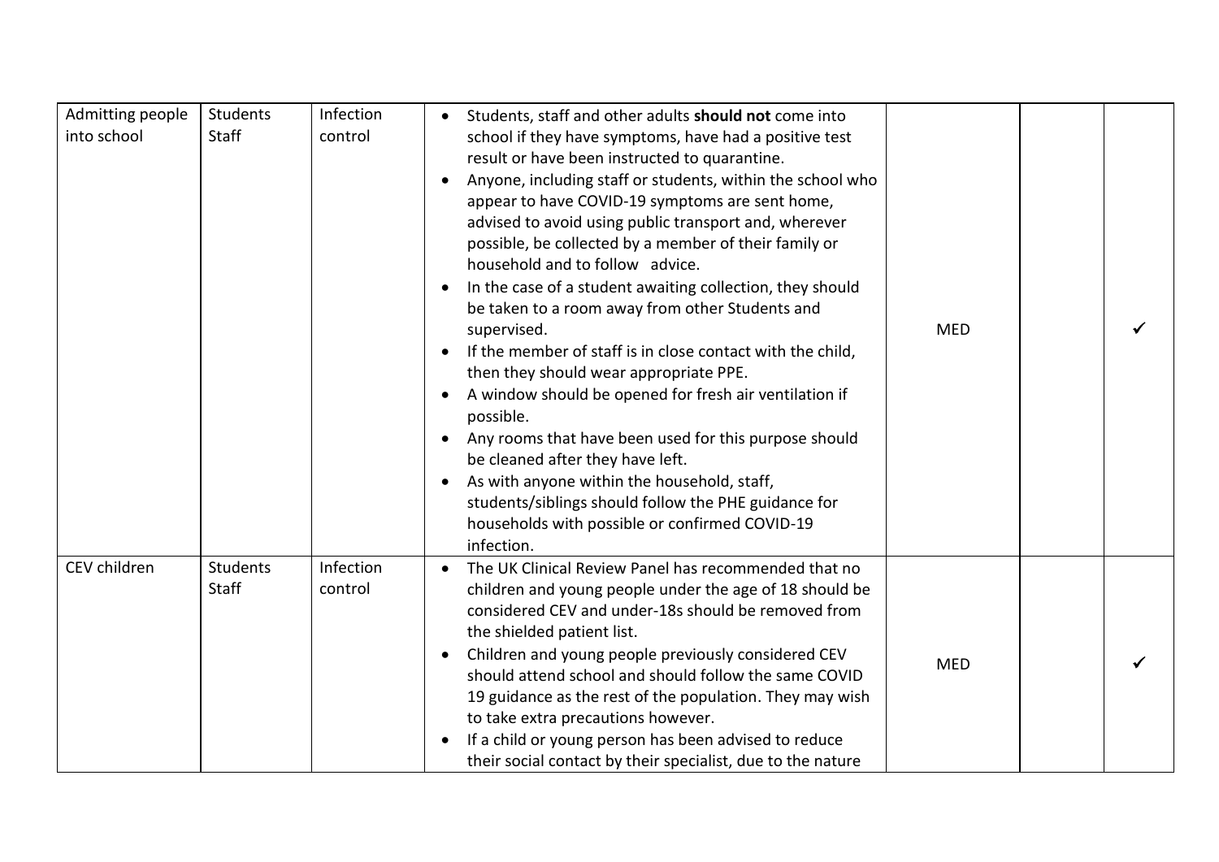| | | | | | | |
|---|---|---|---|---|---|---|
| Admitting people into school | Students<br>Staff | Infection control | • Students, staff and other adults **should not** come into school if they have symptoms, have had a positive test result or have been instructed to quarantine.<br>• Anyone, including staff or students, within the school who appear to have COVID-19 symptoms are sent home, advised to avoid using public transport and, wherever possible, be collected by a member of their family or household and to follow advice.<br>• In the case of a student awaiting collection, they should be taken to a room away from other Students and supervised.<br>• If the member of staff is in close contact with the child, then they should wear appropriate PPE.<br>• A window should be opened for fresh air ventilation if possible.<br>• Any rooms that have been used for this purpose should be cleaned after they have left.<br>• As with anyone within the household, staff, students/siblings should follow the PHE guidance for households with possible or confirmed COVID-19 infection. | MED | | ✓ |
| CEV children | Students<br>Staff | Infection control | • The UK Clinical Review Panel has recommended that no children and young people under the age of 18 should be considered CEV and under-18s should be removed from the shielded patient list.<br>• Children and young people previously considered CEV should attend school and should follow the same COVID 19 guidance as the rest of the population. They may wish to take extra precautions however.<br>• If a child or young person has been advised to reduce their social contact by their specialist, due to the nature | MED | | ✓ |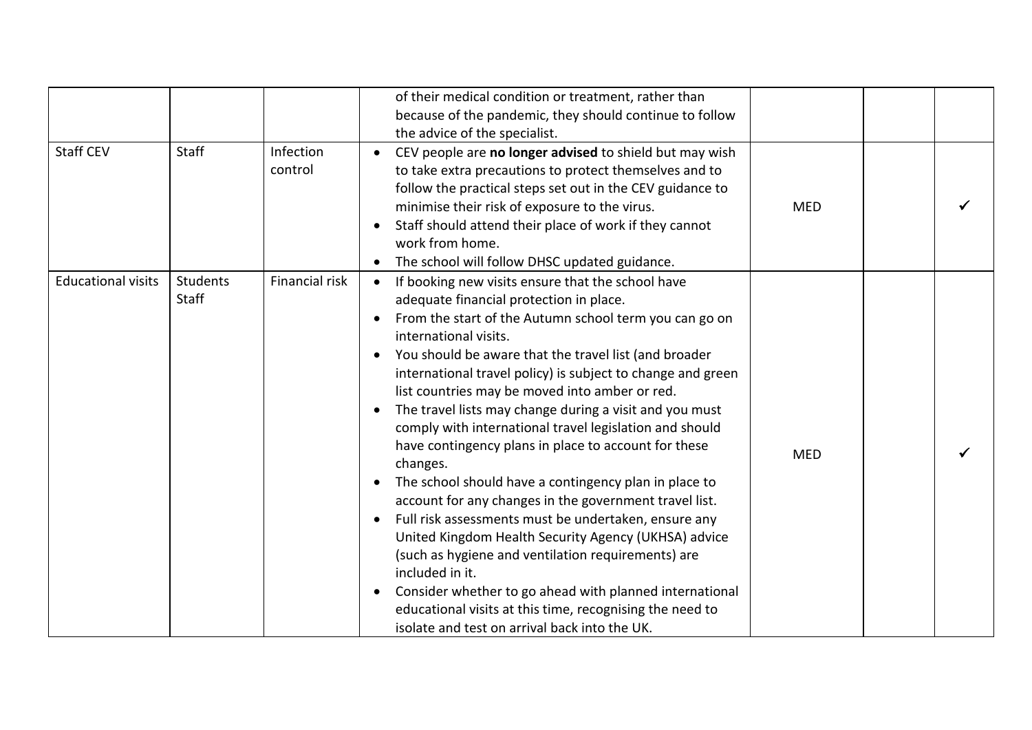| | | | | | | |
|---|---|---|---|---|---|---|
| | | | of their medical condition or treatment, rather than because of the pandemic, they should continue to follow the advice of the specialist. | | | |
| Staff CEV | Staff | Infection control | • CEV people are **no longer advised** to shield but may wish to take extra precautions to protect themselves and to follow the practical steps set out in the CEV guidance to minimise their risk of exposure to the virus.<br>• Staff should attend their place of work if they cannot work from home.<br>• The school will follow DHSC updated guidance. | MED | | ✓ |
| Educational visits | Students<br>Staff | Financial risk | • If booking new visits ensure that the school have adequate financial protection in place.<br>• From the start of the Autumn school term you can go on international visits.<br>• You should be aware that the travel list (and broader international travel policy) is subject to change and green list countries may be moved into amber or red.<br>• The travel lists may change during a visit and you must comply with international travel legislation and should have contingency plans in place to account for these changes.<br>• The school should have a contingency plan in place to account for any changes in the government travel list.<br>• Full risk assessments must be undertaken, ensure any United Kingdom Health Security Agency (UKHSA) advice (such as hygiene and ventilation requirements) are included in it.<br>• Consider whether to go ahead with planned international educational visits at this time, recognising the need to isolate and test on arrival back into the UK. | MED | | ✓ |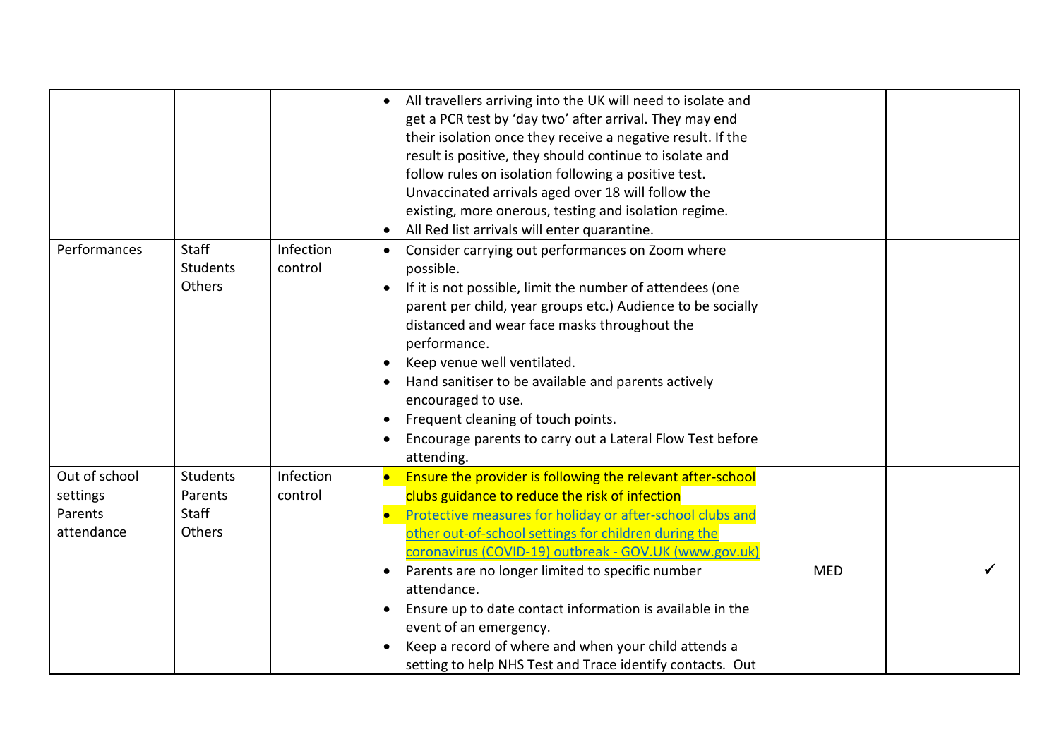| | | | | | | |
|---|---|---|---|---|---|---|
| | | | • All travellers arriving into the UK will need to isolate and get a PCR test by 'day two' after arrival. They may end their isolation once they receive a negative result. If the result is positive, they should continue to isolate and follow rules on isolation following a positive test. Unvaccinated arrivals aged over 18 will follow the existing, more onerous, testing and isolation regime.<br>• All Red list arrivals will enter quarantine. | | | |
| Performances | Staff<br>Students<br>Others | Infection control | • Consider carrying out performances on Zoom where possible.<br>• If it is not possible, limit the number of attendees (one parent per child, year groups etc.) Audience to be socially distanced and wear face masks throughout the performance.<br>• Keep venue well ventilated.<br>• Hand sanitiser to be available and parents actively encouraged to use.<br>• Frequent cleaning of touch points.<br>• Encourage parents to carry out a Lateral Flow Test before attending. | | | |
| Out of school settings<br>Parents attendance | Students<br>Parents<br>Staff<br>Others | Infection control | • Ensure the provider is following the relevant after-school clubs guidance to reduce the risk of infection<br>• Protective measures for holiday or after-school clubs and other out-of-school settings for children during the coronavirus (COVID-19) outbreak - GOV.UK (www.gov.uk)<br>• Parents are no longer limited to specific number attendance.<br>• Ensure up to date contact information is available in the event of an emergency.<br>• Keep a record of where and when your child attends a setting to help NHS Test and Trace identify contacts. Out | MED | | ✓ |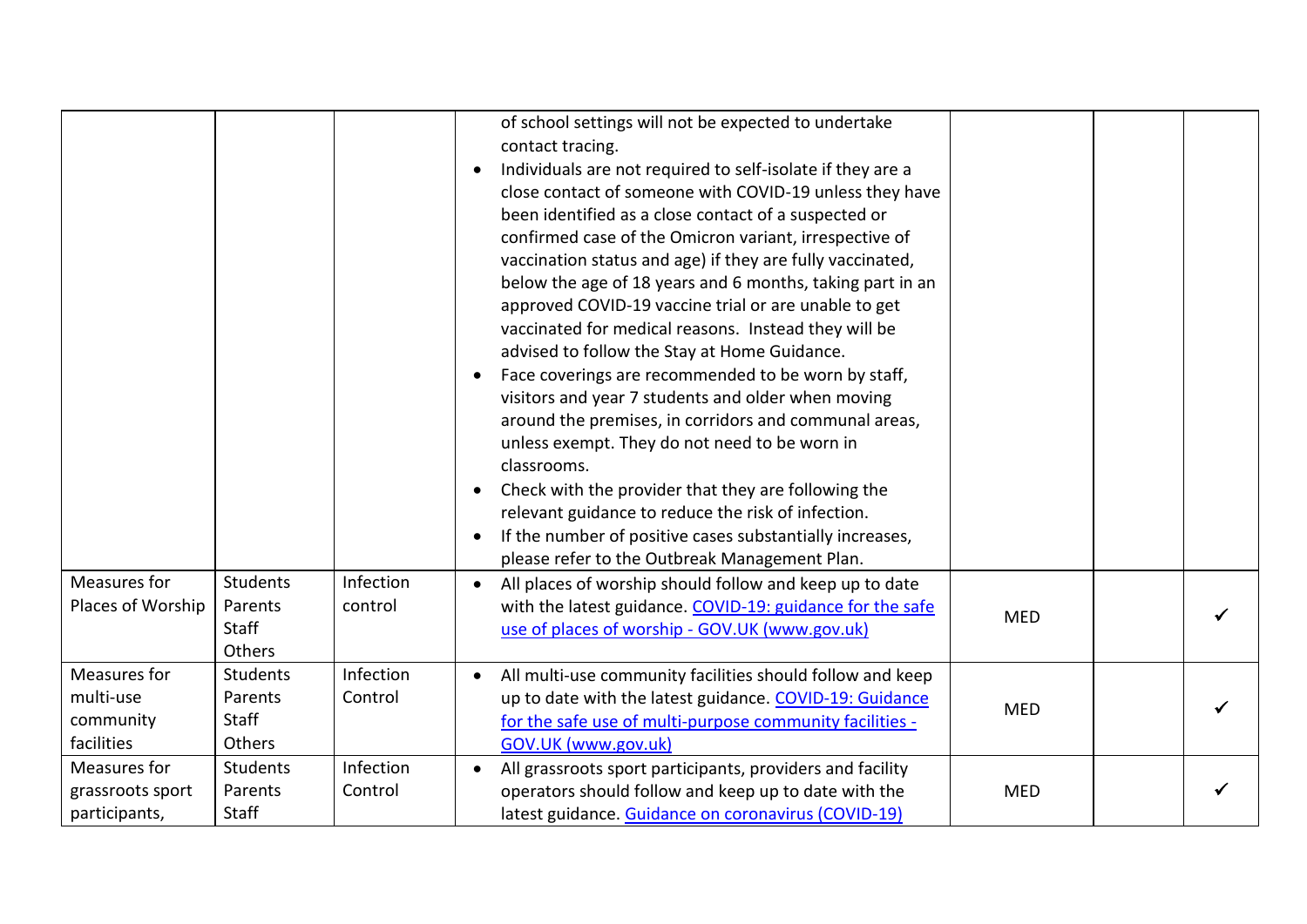| | | | | | | |
|---|---|---|---|---|---|---|
| | | | of school settings will not be expected to undertake contact tracing.<br>• Individuals are not required to self-isolate if they are a close contact of someone with COVID-19 unless they have been identified as a close contact of a suspected or confirmed case of the Omicron variant, irrespective of vaccination status and age) if they are fully vaccinated, below the age of 18 years and 6 months, taking part in an approved COVID-19 vaccine trial or are unable to get vaccinated for medical reasons. Instead they will be advised to follow the Stay at Home Guidance.<br>• Face coverings are recommended to be worn by staff, visitors and year 7 students and older when moving around the premises, in corridors and communal areas, unless exempt. They do not need to be worn in classrooms.<br>• Check with the provider that they are following the relevant guidance to reduce the risk of infection.<br>• If the number of positive cases substantially increases, please refer to the Outbreak Management Plan. | | | |
| Measures for Places of Worship | Students<br>Parents<br>Staff<br>Others | Infection control | • All places of worship should follow and keep up to date with the latest guidance. [COVID-19: guidance for the safe use of places of worship - GOV.UK (www.gov.uk)]() | MED | | ✓ |
| Measures for multi-use community facilities | Students<br>Parents<br>Staff<br>Others | Infection Control | • All multi-use community facilities should follow and keep up to date with the latest guidance. [COVID-19: Guidance for the safe use of multi-purpose community facilities - GOV.UK (www.gov.uk)]() | MED | | ✓ |
| Measures for grassroots sport participants, | Students<br>Parents<br>Staff | Infection Control | • All grassroots sport participants, providers and facility operators should follow and keep up to date with the latest guidance. [Guidance on coronavirus (COVID-19)]() | MED | | ✓ |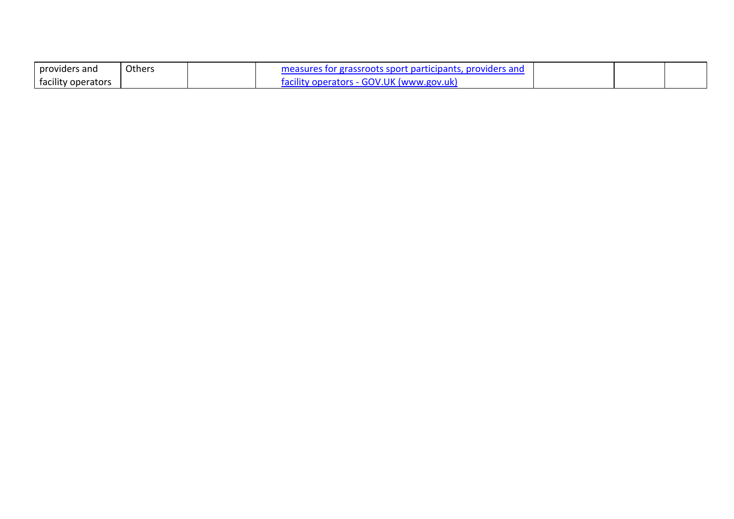| | | | | | | |
|---|---|---|---|---|---|---|
| providers and facility operators | Others | | [measures for grassroots sport participants, providers and facility operators - GOV.UK (www.gov.uk)]() | | | |